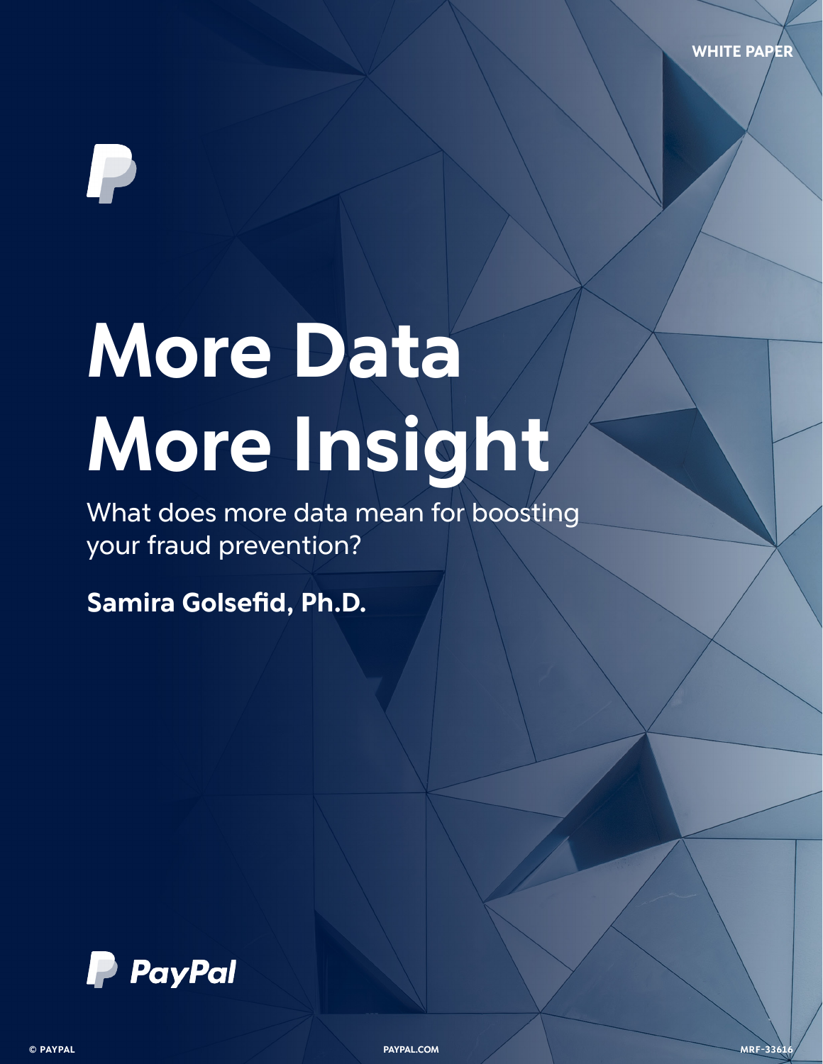WHITE PAPER

# More Data More Insight

What does more data mean for boosting your fraud prevention?

**Samira Golsefid, Ph.D.**

PayPal

© PAYPAL PAYPAL.COM MRF-33616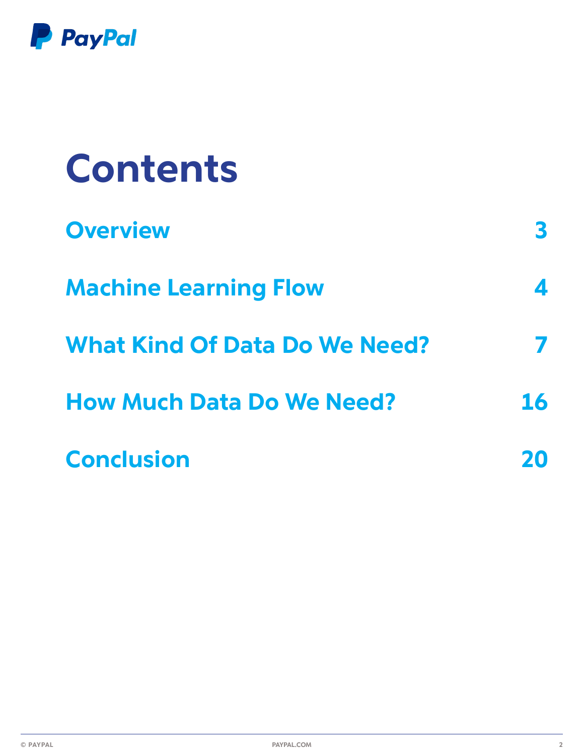# Contents

| | |
|---|---|
| **Overview** | **3** |
| **Machine Learning Flow** | **4** |
| **What Kind Of Data Do We Need?** | **7** |
| **How Much Data Do We Need?** | **16** |
| **Conclusion** | **20** |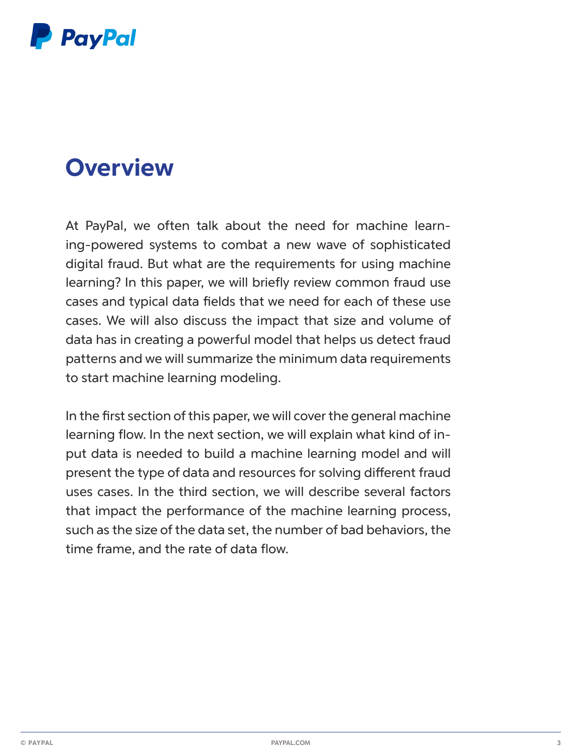# Overview

At PayPal, we often talk about the need for machine learning-powered systems to combat a new wave of sophisticated digital fraud. But what are the requirements for using machine learning? In this paper, we will briefly review common fraud use cases and typical data fields that we need for each of these use cases. We will also discuss the impact that size and volume of data has in creating a powerful model that helps us detect fraud patterns and we will summarize the minimum data requirements to start machine learning modeling.

In the first section of this paper, we will cover the general machine learning flow. In the next section, we will explain what kind of input data is needed to build a machine learning model and will present the type of data and resources for solving different fraud uses cases. In the third section, we will describe several factors that impact the performance of the machine learning process, such as the size of the data set, the number of bad behaviors, the time frame, and the rate of data flow.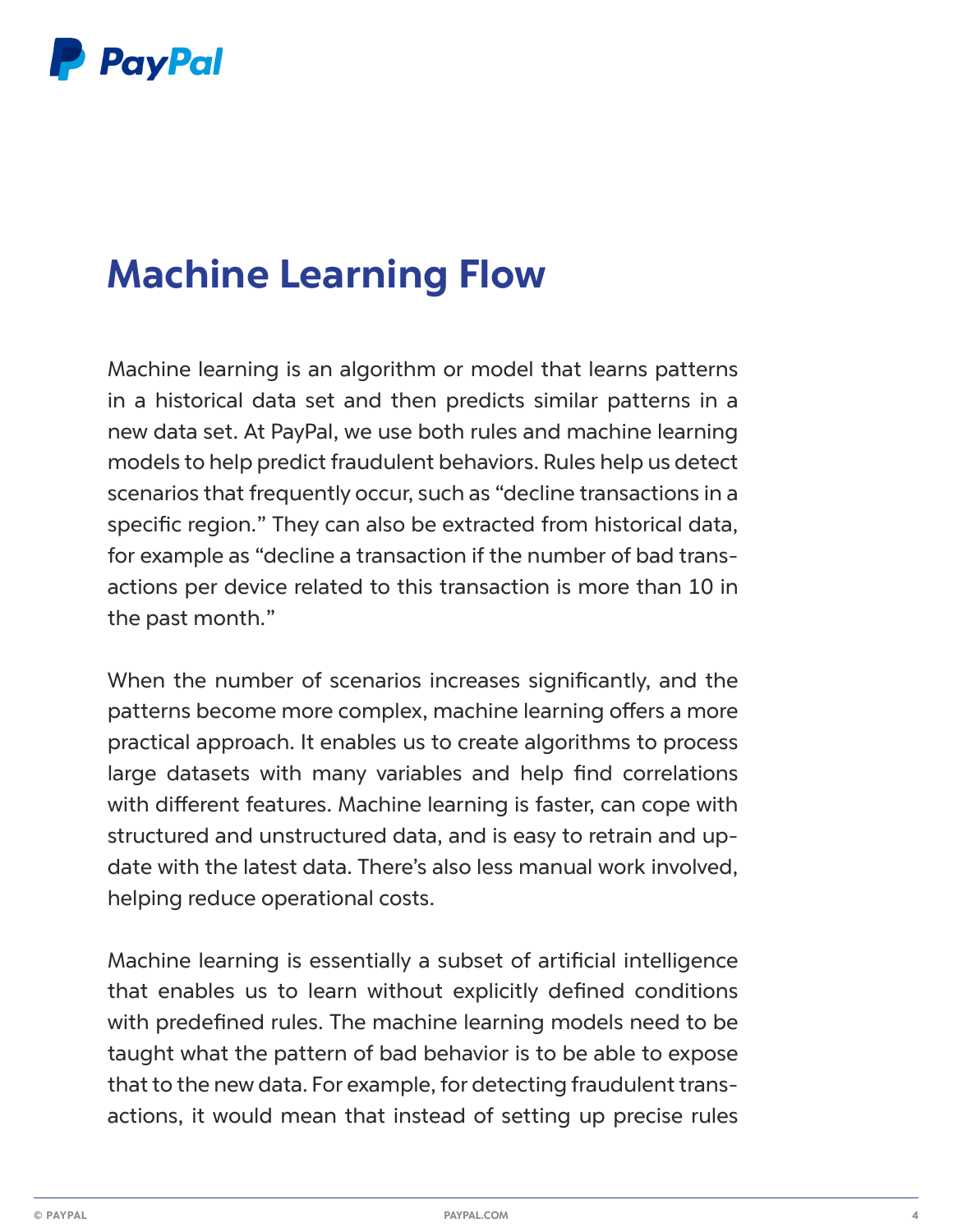# Machine Learning Flow

Machine learning is an algorithm or model that learns patterns in a historical data set and then predicts similar patterns in a new data set. At PayPal, we use both rules and machine learning models to help predict fraudulent behaviors. Rules help us detect scenarios that frequently occur, such as "decline transactions in a specific region." They can also be extracted from historical data, for example as "decline a transaction if the number of bad transactions per device related to this transaction is more than 10 in the past month."

When the number of scenarios increases significantly, and the patterns become more complex, machine learning offers a more practical approach. It enables us to create algorithms to process large datasets with many variables and help find correlations with different features. Machine learning is faster, can cope with structured and unstructured data, and is easy to retrain and update with the latest data. There's also less manual work involved, helping reduce operational costs.

Machine learning is essentially a subset of artificial intelligence that enables us to learn without explicitly defined conditions with predefined rules. The machine learning models need to be taught what the pattern of bad behavior is to be able to expose that to the new data. For example, for detecting fraudulent transactions, it would mean that instead of setting up precise rules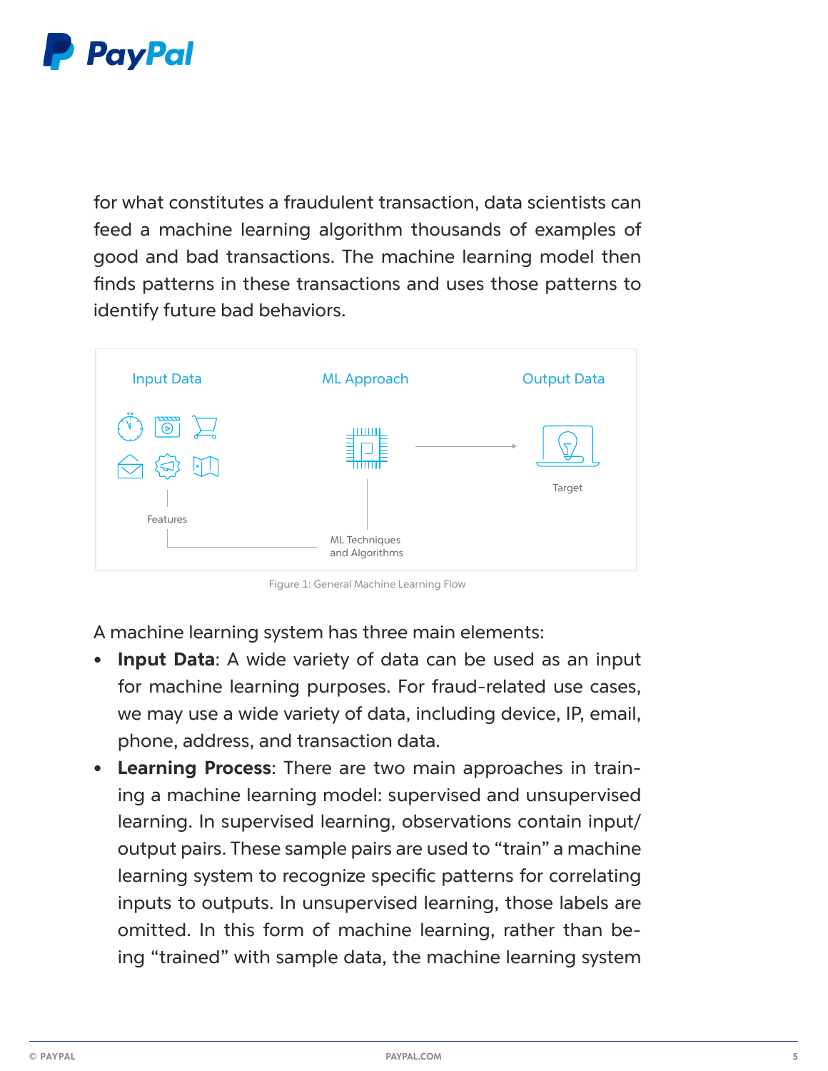for what constitutes a fraudulent transaction, data scientists can feed a machine learning algorithm thousands of examples of good and bad transactions. The machine learning model then finds patterns in these transactions and uses those patterns to identify future bad behaviors.

Input Data

ML Approach

Output Data

Features

ML Techniques and Algorithms

Target

Figure 1: General Machine Learning Flow

A machine learning system has three main elements:

- **Input Data**: A wide variety of data can be used as an input for machine learning purposes. For fraud-related use cases, we may use a wide variety of data, including device, IP, email, phone, address, and transaction data.
- **Learning Process**: There are two main approaches in training a machine learning model: supervised and unsupervised learning. In supervised learning, observations contain input/output pairs. These sample pairs are used to "train" a machine learning system to recognize specific patterns for correlating inputs to outputs. In unsupervised learning, those labels are omitted. In this form of machine learning, rather than being "trained" with sample data, the machine learning system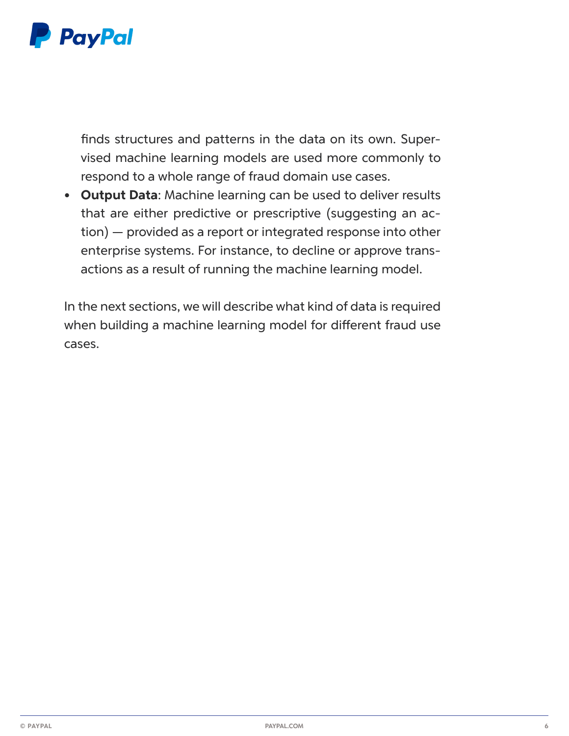finds structures and patterns in the data on its own. Supervised machine learning models are used more commonly to respond to a whole range of fraud domain use cases.

- **Output Data**: Machine learning can be used to deliver results that are either predictive or prescriptive (suggesting an action) — provided as a report or integrated response into other enterprise systems. For instance, to decline or approve transactions as a result of running the machine learning model.

In the next sections, we will describe what kind of data is required when building a machine learning model for different fraud use cases.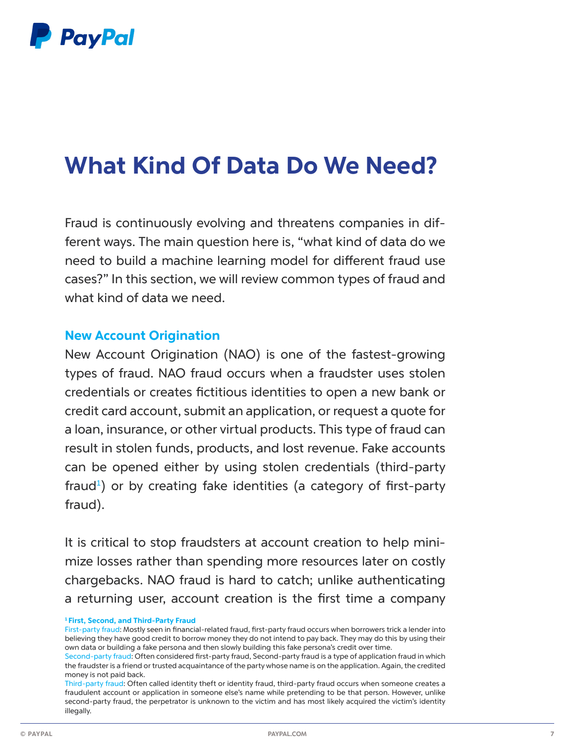# What Kind Of Data Do We Need?

Fraud is continuously evolving and threatens companies in different ways. The main question here is, "what kind of data do we need to build a machine learning model for different fraud use cases?" In this section, we will review common types of fraud and what kind of data we need.

## New Account Origination

New Account Origination (NAO) is one of the fastest-growing types of fraud. NAO fraud occurs when a fraudster uses stolen credentials or creates fictitious identities to open a new bank or credit card account, submit an application, or request a quote for a loan, insurance, or other virtual products. This type of fraud can result in stolen funds, products, and lost revenue. Fake accounts can be opened either by using stolen credentials (third-party fraud[1]) or by creating fake identities (a category of first-party fraud).

It is critical to stop fraudsters at account creation to help minimize losses rather than spending more resources later on costly chargebacks. NAO fraud is hard to catch; unlike authenticating a returning user, account creation is the first time a company

**[1] First, Second, and Third-Party Fraud**

First-party fraud: Mostly seen in financial-related fraud, first-party fraud occurs when borrowers trick a lender into believing they have good credit to borrow money they do not intend to pay back. They may do this by using their own data or building a fake persona and then slowly building this fake persona's credit over time.

Second-party fraud: Often considered first-party fraud, Second-party fraud is a type of application fraud in which the fraudster is a friend or trusted acquaintance of the party whose name is on the application. Again, the credited money is not paid back.

Third-party fraud: Often called identity theft or identity fraud, third-party fraud occurs when someone creates a fraudulent account or application in someone else's name while pretending to be that person. However, unlike second-party fraud, the perpetrator is unknown to the victim and has most likely acquired the victim's identity illegally.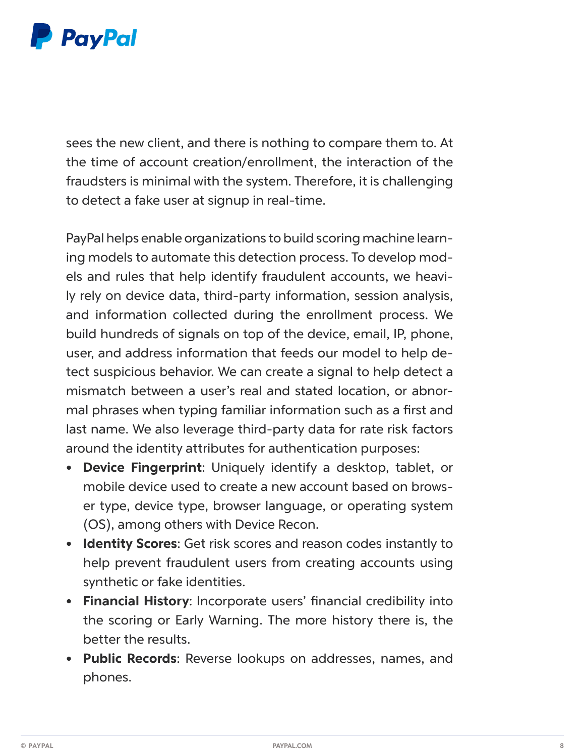sees the new client, and there is nothing to compare them to. At the time of account creation/enrollment, the interaction of the fraudsters is minimal with the system. Therefore, it is challenging to detect a fake user at signup in real-time.

PayPal helps enable organizations to build scoring machine learning models to automate this detection process. To develop models and rules that help identify fraudulent accounts, we heavily rely on device data, third-party information, session analysis, and information collected during the enrollment process. We build hundreds of signals on top of the device, email, IP, phone, user, and address information that feeds our model to help detect suspicious behavior. We can create a signal to help detect a mismatch between a user's real and stated location, or abnormal phrases when typing familiar information such as a first and last name. We also leverage third-party data for rate risk factors around the identity attributes for authentication purposes:

- **Device Fingerprint**: Uniquely identify a desktop, tablet, or mobile device used to create a new account based on browser type, device type, browser language, or operating system (OS), among others with Device Recon.
- **Identity Scores**: Get risk scores and reason codes instantly to help prevent fraudulent users from creating accounts using synthetic or fake identities.
- **Financial History**: Incorporate users' financial credibility into the scoring or Early Warning. The more history there is, the better the results.
- **Public Records**: Reverse lookups on addresses, names, and phones.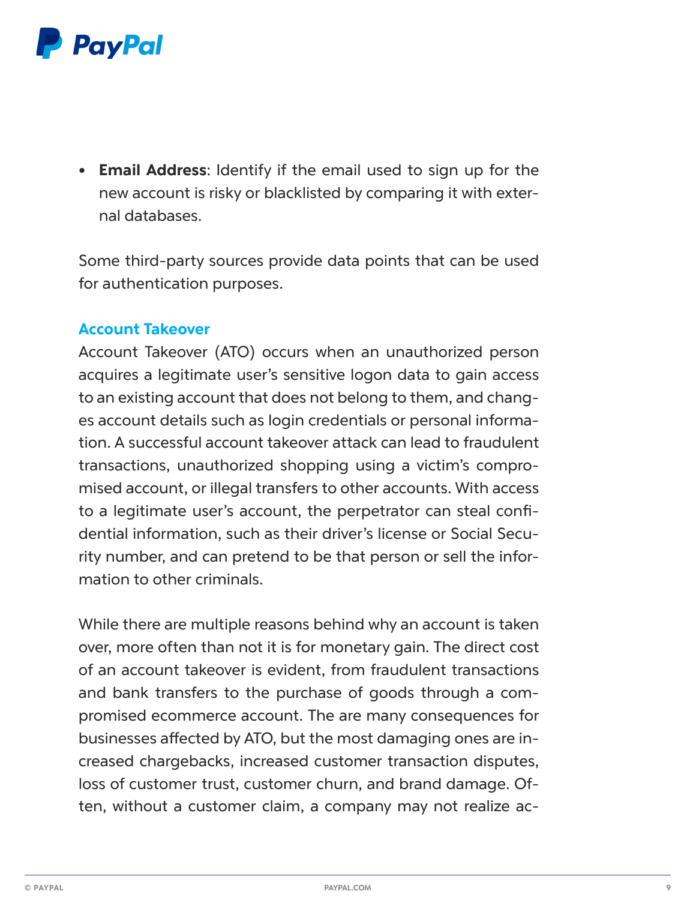- **Email Address**: Identify if the email used to sign up for the new account is risky or blacklisted by comparing it with external databases.

Some third-party sources provide data points that can be used for authentication purposes.

### Account Takeover

Account Takeover (ATO) occurs when an unauthorized person acquires a legitimate user's sensitive logon data to gain access to an existing account that does not belong to them, and changes account details such as login credentials or personal information. A successful account takeover attack can lead to fraudulent transactions, unauthorized shopping using a victim's compromised account, or illegal transfers to other accounts. With access to a legitimate user's account, the perpetrator can steal confidential information, such as their driver's license or Social Security number, and can pretend to be that person or sell the information to other criminals.

While there are multiple reasons behind why an account is taken over, more often than not it is for monetary gain. The direct cost of an account takeover is evident, from fraudulent transactions and bank transfers to the purchase of goods through a compromised ecommerce account. The are many consequences for businesses affected by ATO, but the most damaging ones are increased chargebacks, increased customer transaction disputes, loss of customer trust, customer churn, and brand damage. Often, without a customer claim, a company may not realize ac-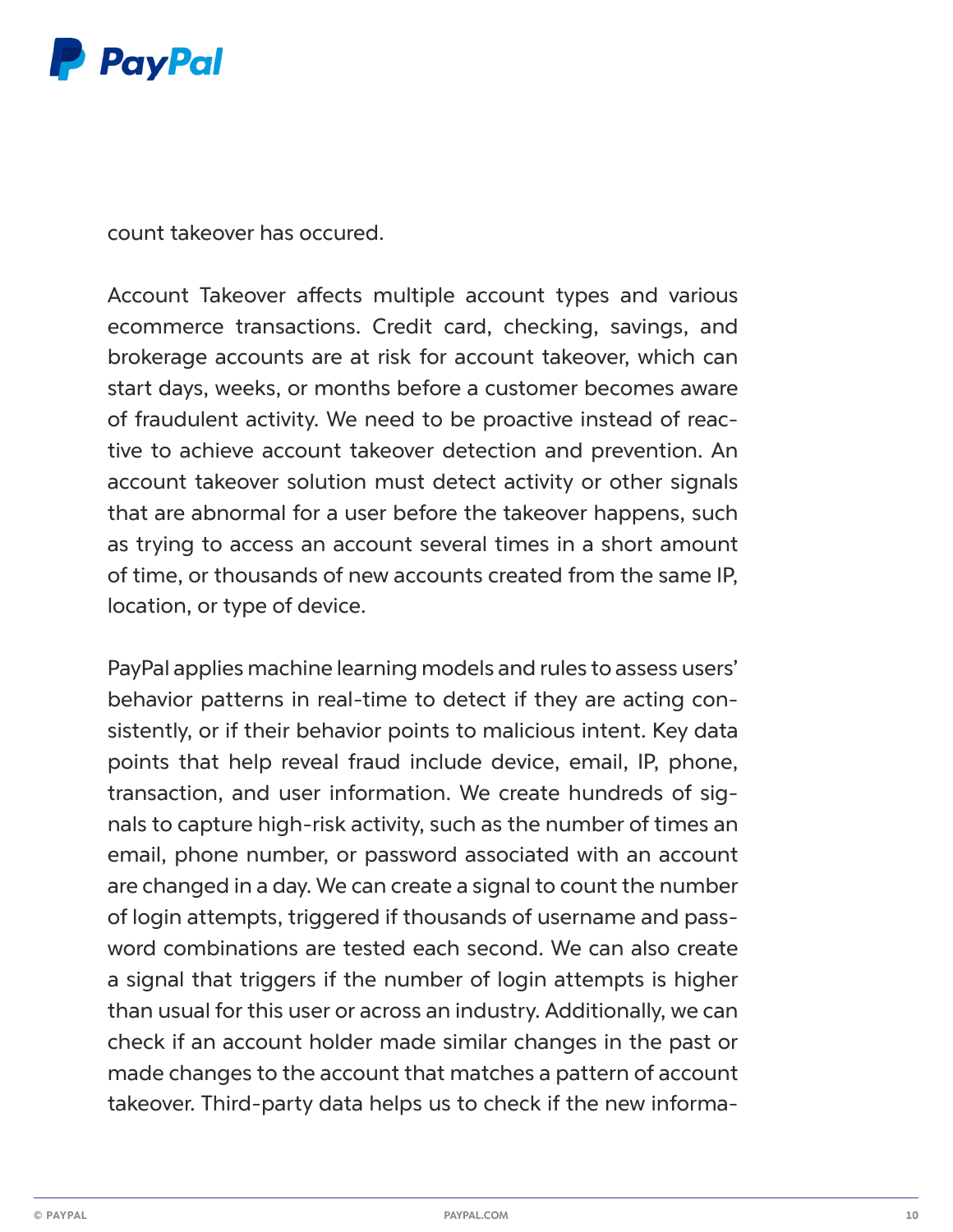count takeover has occured.

Account Takeover affects multiple account types and various ecommerce transactions. Credit card, checking, savings, and brokerage accounts are at risk for account takeover, which can start days, weeks, or months before a customer becomes aware of fraudulent activity. We need to be proactive instead of reactive to achieve account takeover detection and prevention. An account takeover solution must detect activity or other signals that are abnormal for a user before the takeover happens, such as trying to access an account several times in a short amount of time, or thousands of new accounts created from the same IP, location, or type of device.

PayPal applies machine learning models and rules to assess users' behavior patterns in real-time to detect if they are acting consistently, or if their behavior points to malicious intent. Key data points that help reveal fraud include device, email, IP, phone, transaction, and user information. We create hundreds of signals to capture high-risk activity, such as the number of times an email, phone number, or password associated with an account are changed in a day. We can create a signal to count the number of login attempts, triggered if thousands of username and password combinations are tested each second. We can also create a signal that triggers if the number of login attempts is higher than usual for this user or across an industry. Additionally, we can check if an account holder made similar changes in the past or made changes to the account that matches a pattern of account takeover. Third-party data helps us to check if the new informa-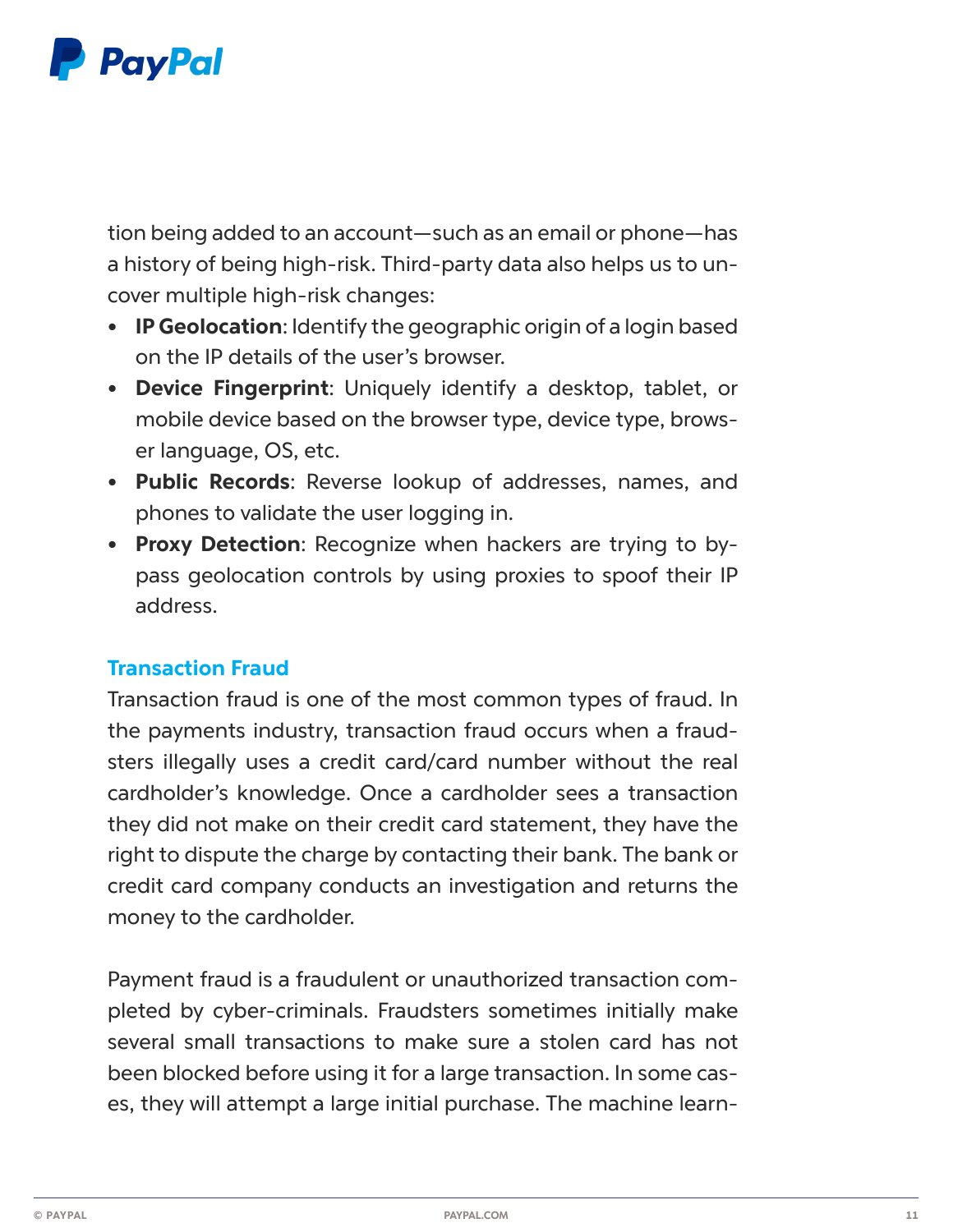tion being added to an account—such as an email or phone—has a history of being high-risk. Third-party data also helps us to uncover multiple high-risk changes:

- **IP Geolocation**: Identify the geographic origin of a login based on the IP details of the user's browser.
- **Device Fingerprint**: Uniquely identify a desktop, tablet, or mobile device based on the browser type, device type, browser language, OS, etc.
- **Public Records**: Reverse lookup of addresses, names, and phones to validate the user logging in.
- **Proxy Detection**: Recognize when hackers are trying to bypass geolocation controls by using proxies to spoof their IP address.

### Transaction Fraud

Transaction fraud is one of the most common types of fraud. In the payments industry, transaction fraud occurs when a fraudsters illegally uses a credit card/card number without the real cardholder's knowledge. Once a cardholder sees a transaction they did not make on their credit card statement, they have the right to dispute the charge by contacting their bank. The bank or credit card company conducts an investigation and returns the money to the cardholder.

Payment fraud is a fraudulent or unauthorized transaction completed by cyber-criminals. Fraudsters sometimes initially make several small transactions to make sure a stolen card has not been blocked before using it for a large transaction. In some cases, they will attempt a large initial purchase. The machine learn-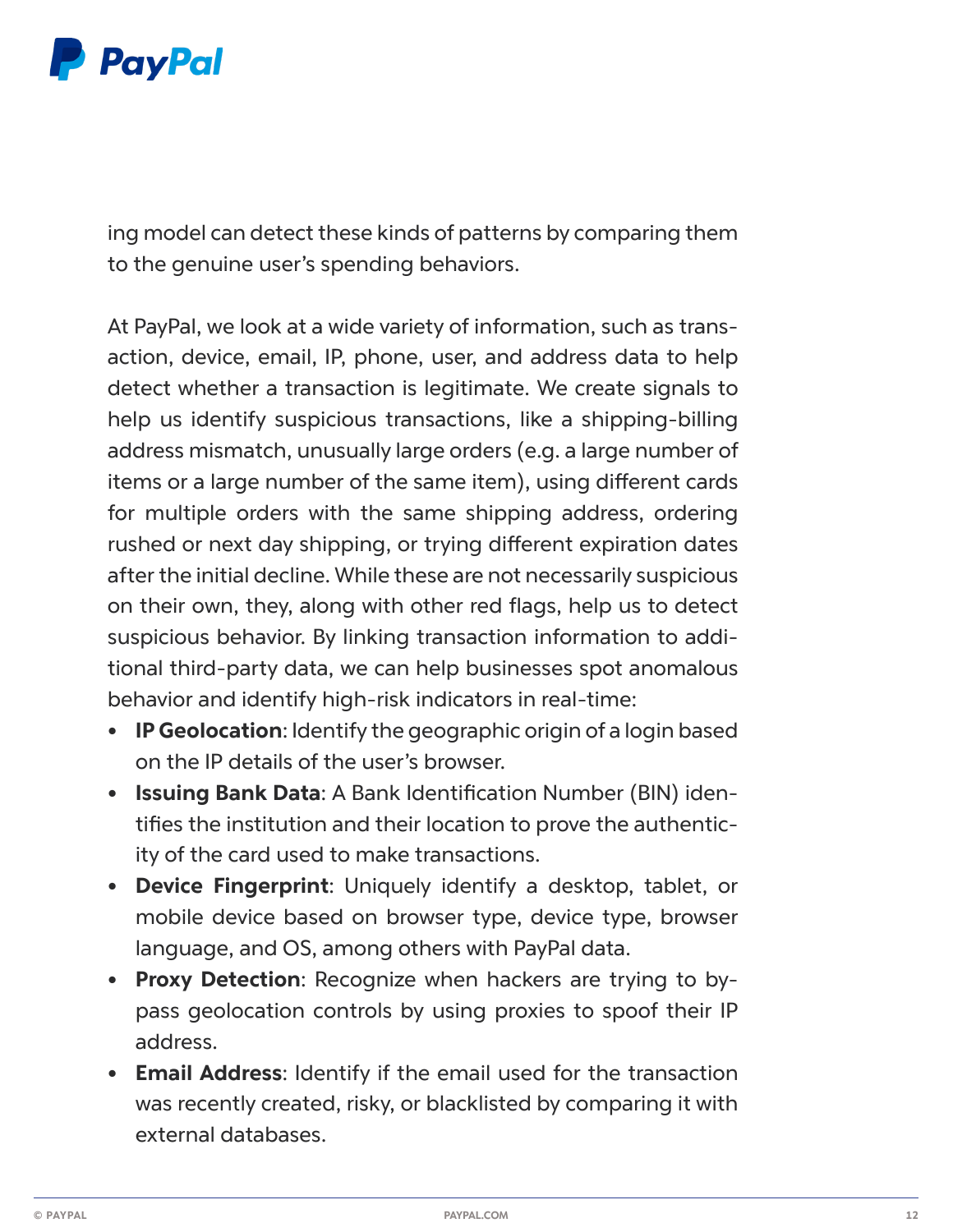ing model can detect these kinds of patterns by comparing them to the genuine user's spending behaviors.

At PayPal, we look at a wide variety of information, such as transaction, device, email, IP, phone, user, and address data to help detect whether a transaction is legitimate. We create signals to help us identify suspicious transactions, like a shipping-billing address mismatch, unusually large orders (e.g. a large number of items or a large number of the same item), using different cards for multiple orders with the same shipping address, ordering rushed or next day shipping, or trying different expiration dates after the initial decline. While these are not necessarily suspicious on their own, they, along with other red flags, help us to detect suspicious behavior. By linking transaction information to additional third-party data, we can help businesses spot anomalous behavior and identify high-risk indicators in real-time:

- **IP Geolocation**: Identify the geographic origin of a login based on the IP details of the user's browser.
- **Issuing Bank Data**: A Bank Identification Number (BIN) identifies the institution and their location to prove the authenticity of the card used to make transactions.
- **Device Fingerprint**: Uniquely identify a desktop, tablet, or mobile device based on browser type, device type, browser language, and OS, among others with PayPal data.
- **Proxy Detection**: Recognize when hackers are trying to bypass geolocation controls by using proxies to spoof their IP address.
- **Email Address**: Identify if the email used for the transaction was recently created, risky, or blacklisted by comparing it with external databases.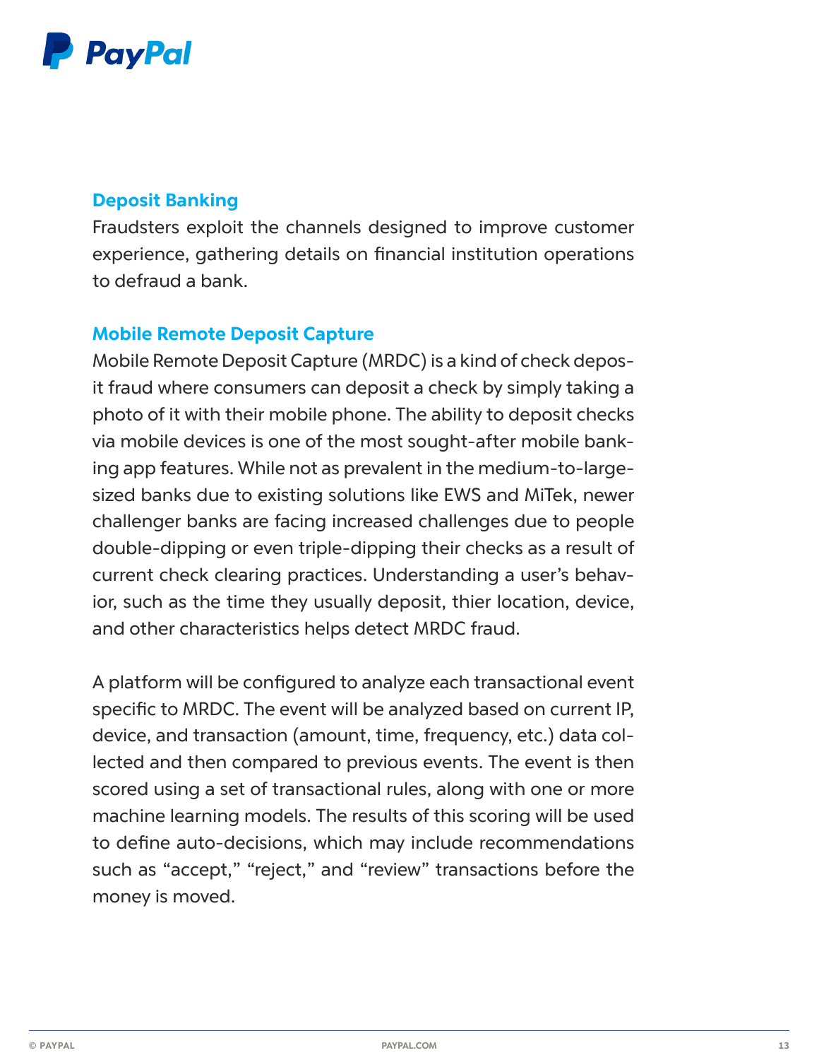## Deposit Banking

Fraudsters exploit the channels designed to improve customer experience, gathering details on financial institution operations to defraud a bank.

## Mobile Remote Deposit Capture

Mobile Remote Deposit Capture (MRDC) is a kind of check deposit fraud where consumers can deposit a check by simply taking a photo of it with their mobile phone. The ability to deposit checks via mobile devices is one of the most sought-after mobile banking app features. While not as prevalent in the medium-to-large-sized banks due to existing solutions like EWS and MiTek, newer challenger banks are facing increased challenges due to people double-dipping or even triple-dipping their checks as a result of current check clearing practices. Understanding a user's behavior, such as the time they usually deposit, thier location, device, and other characteristics helps detect MRDC fraud.

A platform will be configured to analyze each transactional event specific to MRDC. The event will be analyzed based on current IP, device, and transaction (amount, time, frequency, etc.) data collected and then compared to previous events. The event is then scored using a set of transactional rules, along with one or more machine learning models. The results of this scoring will be used to define auto-decisions, which may include recommendations such as "accept," "reject," and "review" transactions before the money is moved.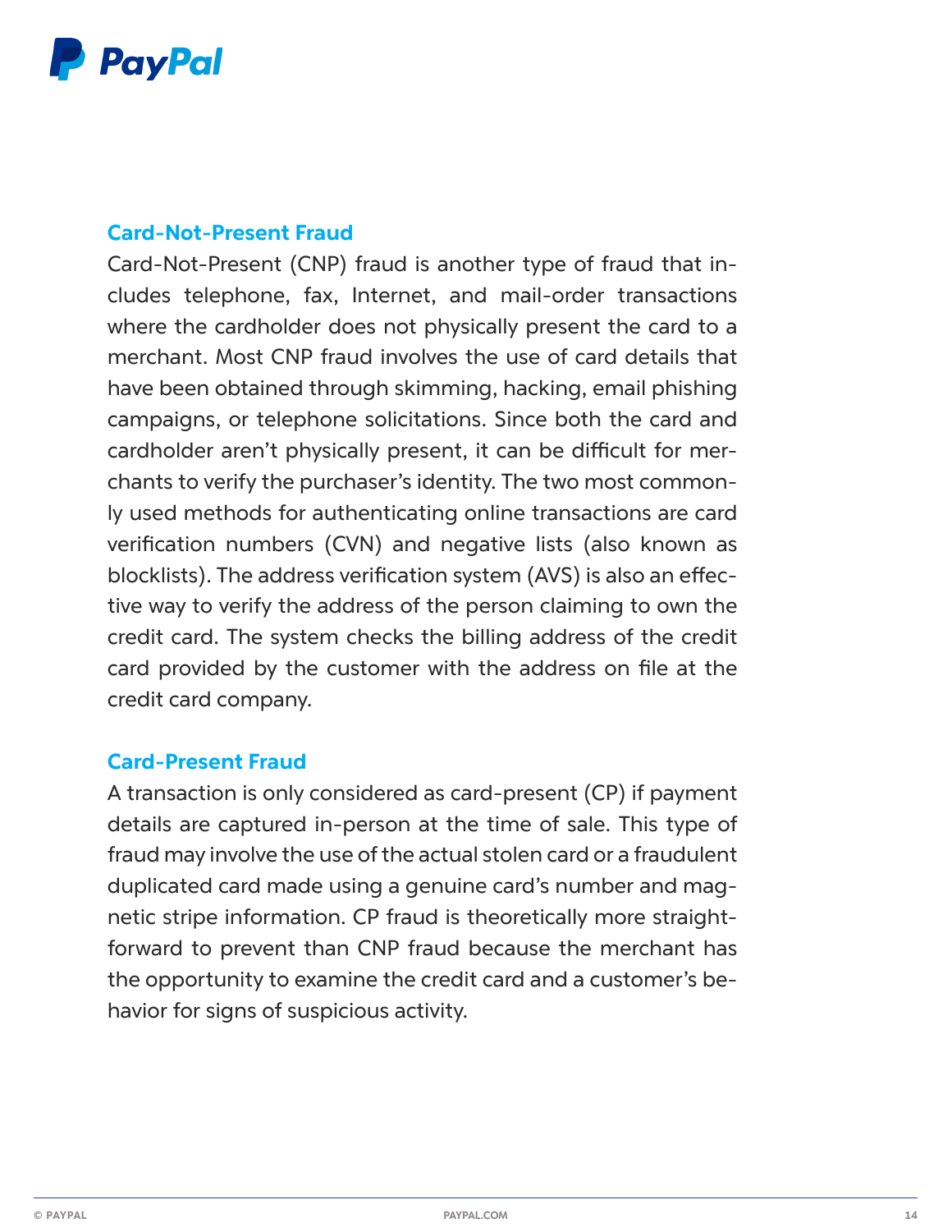## Card-Not-Present Fraud

Card-Not-Present (CNP) fraud is another type of fraud that includes telephone, fax, Internet, and mail-order transactions where the cardholder does not physically present the card to a merchant. Most CNP fraud involves the use of card details that have been obtained through skimming, hacking, email phishing campaigns, or telephone solicitations. Since both the card and cardholder aren't physically present, it can be difficult for merchants to verify the purchaser's identity. The two most commonly used methods for authenticating online transactions are card verification numbers (CVN) and negative lists (also known as blocklists). The address verification system (AVS) is also an effective way to verify the address of the person claiming to own the credit card. The system checks the billing address of the credit card provided by the customer with the address on file at the credit card company.

## Card-Present Fraud

A transaction is only considered as card-present (CP) if payment details are captured in-person at the time of sale. This type of fraud may involve the use of the actual stolen card or a fraudulent duplicated card made using a genuine card's number and magnetic stripe information. CP fraud is theoretically more straightforward to prevent than CNP fraud because the merchant has the opportunity to examine the credit card and a customer's behavior for signs of suspicious activity.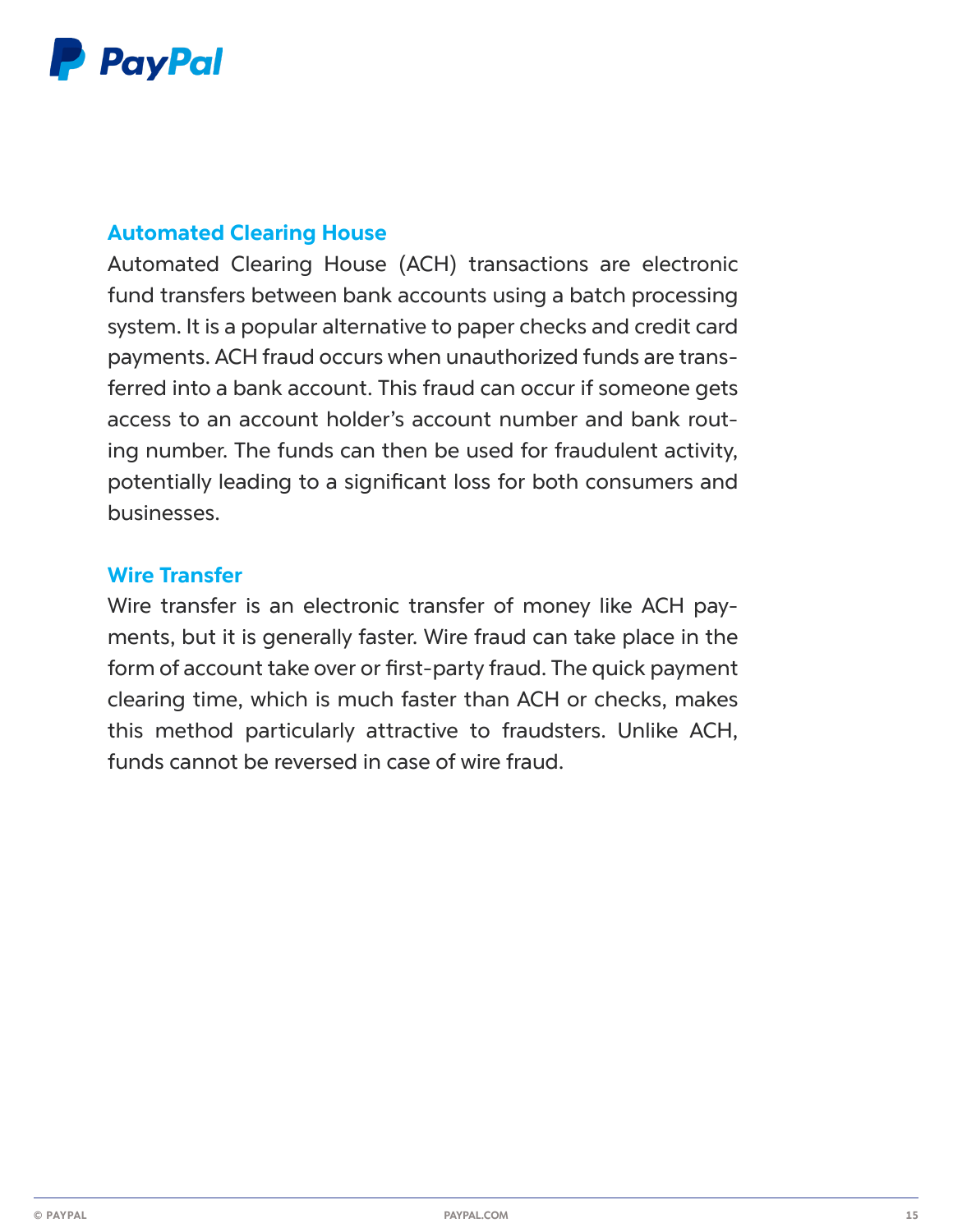## Automated Clearing House

Automated Clearing House (ACH) transactions are electronic fund transfers between bank accounts using a batch processing system. It is a popular alternative to paper checks and credit card payments. ACH fraud occurs when unauthorized funds are transferred into a bank account. This fraud can occur if someone gets access to an account holder's account number and bank routing number. The funds can then be used for fraudulent activity, potentially leading to a significant loss for both consumers and businesses.

## Wire Transfer

Wire transfer is an electronic transfer of money like ACH payments, but it is generally faster. Wire fraud can take place in the form of account take over or first-party fraud. The quick payment clearing time, which is much faster than ACH or checks, makes this method particularly attractive to fraudsters. Unlike ACH, funds cannot be reversed in case of wire fraud.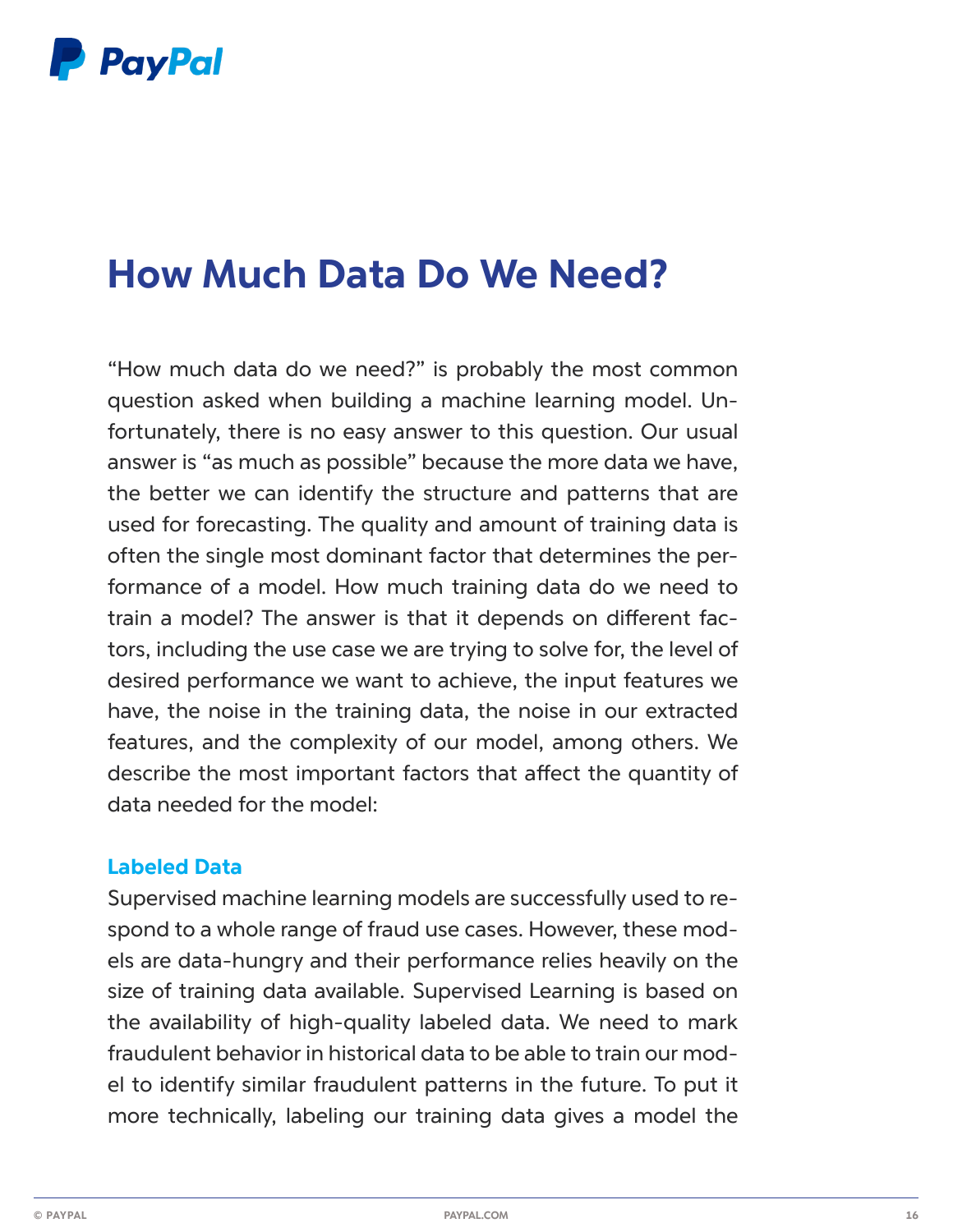# How Much Data Do We Need?

"How much data do we need?" is probably the most common question asked when building a machine learning model. Unfortunately, there is no easy answer to this question. Our usual answer is "as much as possible" because the more data we have, the better we can identify the structure and patterns that are used for forecasting. The quality and amount of training data is often the single most dominant factor that determines the performance of a model. How much training data do we need to train a model? The answer is that it depends on different factors, including the use case we are trying to solve for, the level of desired performance we want to achieve, the input features we have, the noise in the training data, the noise in our extracted features, and the complexity of our model, among others. We describe the most important factors that affect the quantity of data needed for the model:

### Labeled Data

Supervised machine learning models are successfully used to respond to a whole range of fraud use cases. However, these models are data-hungry and their performance relies heavily on the size of training data available. Supervised Learning is based on the availability of high-quality labeled data. We need to mark fraudulent behavior in historical data to be able to train our model to identify similar fraudulent patterns in the future. To put it more technically, labeling our training data gives a model the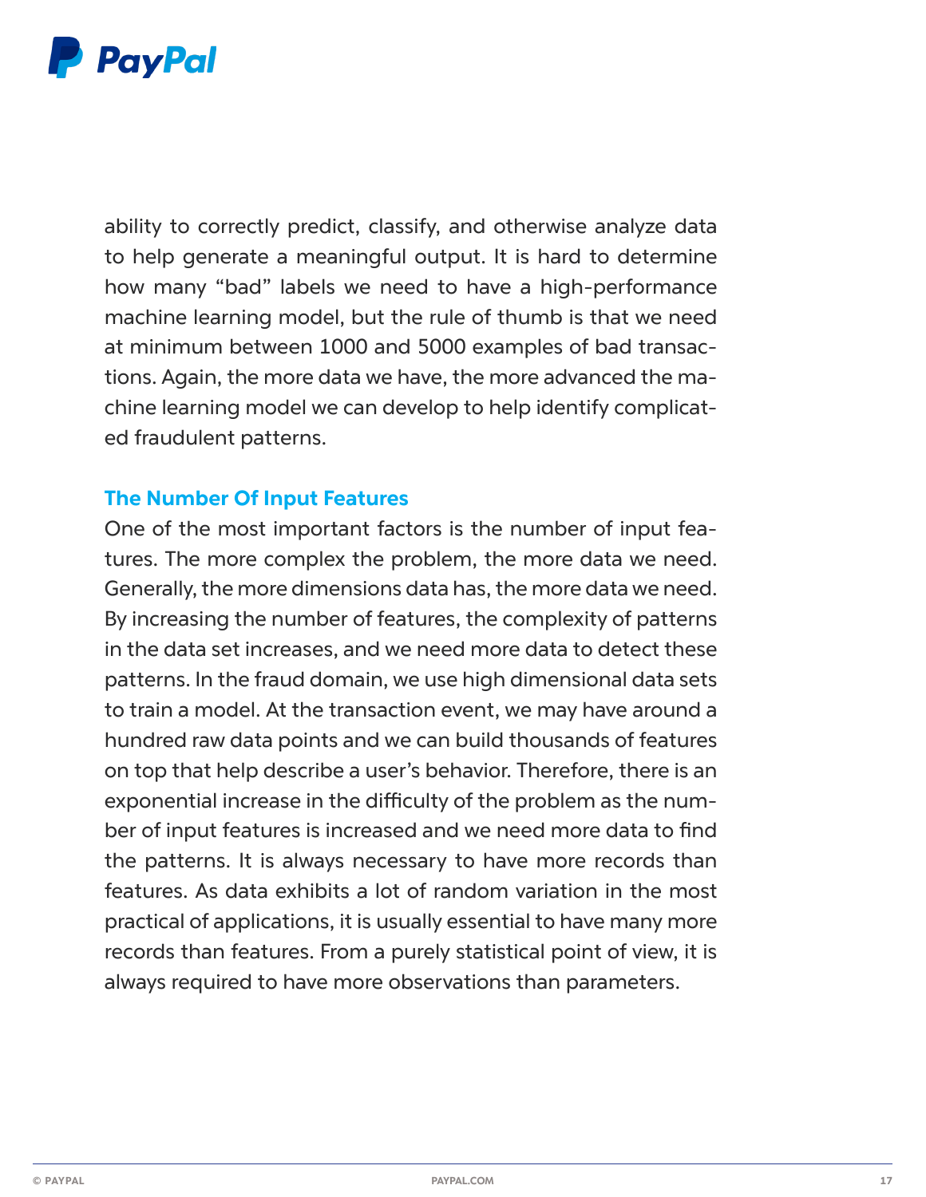ability to correctly predict, classify, and otherwise analyze data to help generate a meaningful output. It is hard to determine how many "bad" labels we need to have a high-performance machine learning model, but the rule of thumb is that we need at minimum between 1000 and 5000 examples of bad transactions. Again, the more data we have, the more advanced the machine learning model we can develop to help identify complicated fraudulent patterns.

### The Number Of Input Features

One of the most important factors is the number of input features. The more complex the problem, the more data we need. Generally, the more dimensions data has, the more data we need. By increasing the number of features, the complexity of patterns in the data set increases, and we need more data to detect these patterns. In the fraud domain, we use high dimensional data sets to train a model. At the transaction event, we may have around a hundred raw data points and we can build thousands of features on top that help describe a user's behavior. Therefore, there is an exponential increase in the difficulty of the problem as the number of input features is increased and we need more data to find the patterns. It is always necessary to have more records than features. As data exhibits a lot of random variation in the most practical of applications, it is usually essential to have many more records than features. From a purely statistical point of view, it is always required to have more observations than parameters.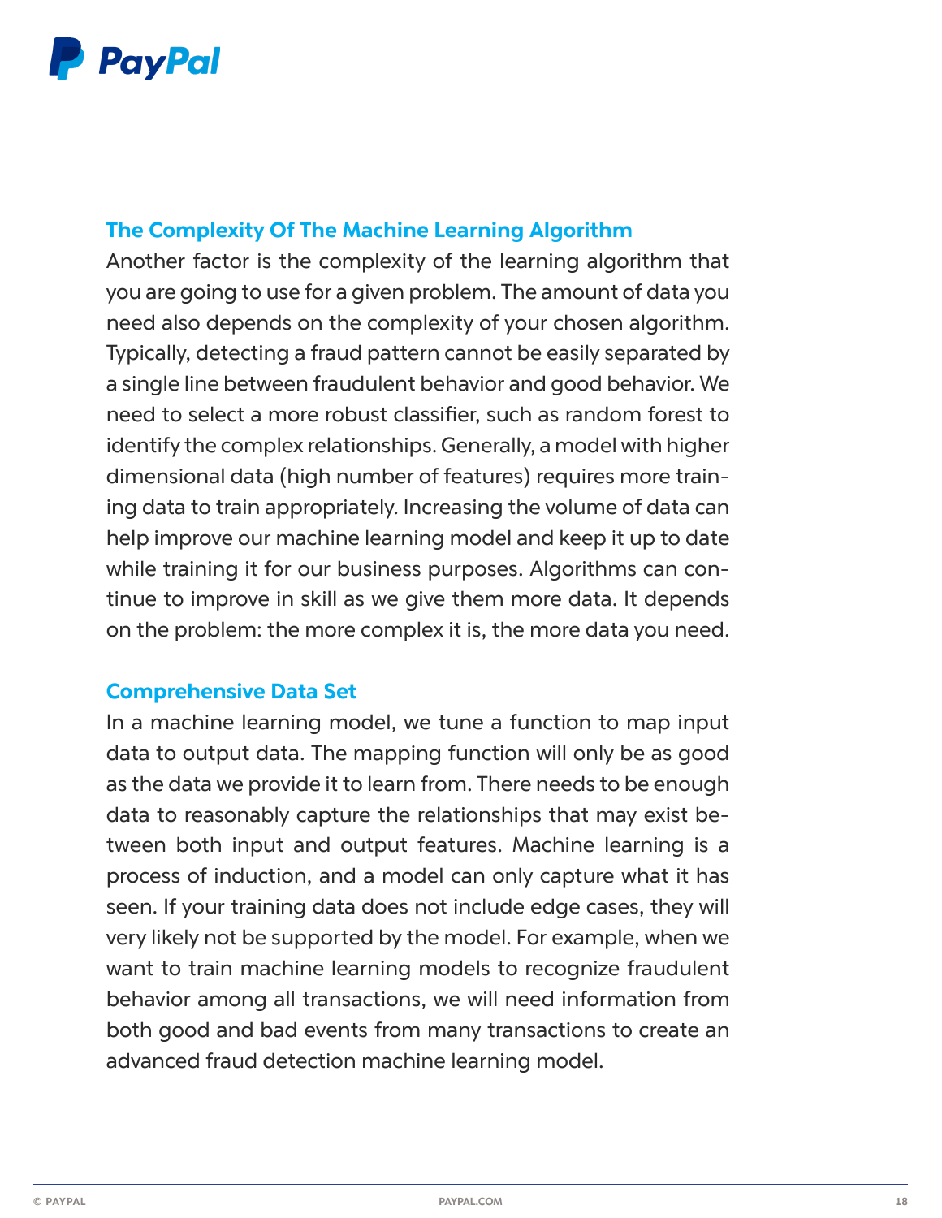## The Complexity Of The Machine Learning Algorithm

Another factor is the complexity of the learning algorithm that you are going to use for a given problem. The amount of data you need also depends on the complexity of your chosen algorithm. Typically, detecting a fraud pattern cannot be easily separated by a single line between fraudulent behavior and good behavior. We need to select a more robust classifier, such as random forest to identify the complex relationships. Generally, a model with higher dimensional data (high number of features) requires more training data to train appropriately. Increasing the volume of data can help improve our machine learning model and keep it up to date while training it for our business purposes. Algorithms can continue to improve in skill as we give them more data. It depends on the problem: the more complex it is, the more data you need.

## Comprehensive Data Set

In a machine learning model, we tune a function to map input data to output data. The mapping function will only be as good as the data we provide it to learn from. There needs to be enough data to reasonably capture the relationships that may exist between both input and output features. Machine learning is a process of induction, and a model can only capture what it has seen. If your training data does not include edge cases, they will very likely not be supported by the model. For example, when we want to train machine learning models to recognize fraudulent behavior among all transactions, we will need information from both good and bad events from many transactions to create an advanced fraud detection machine learning model.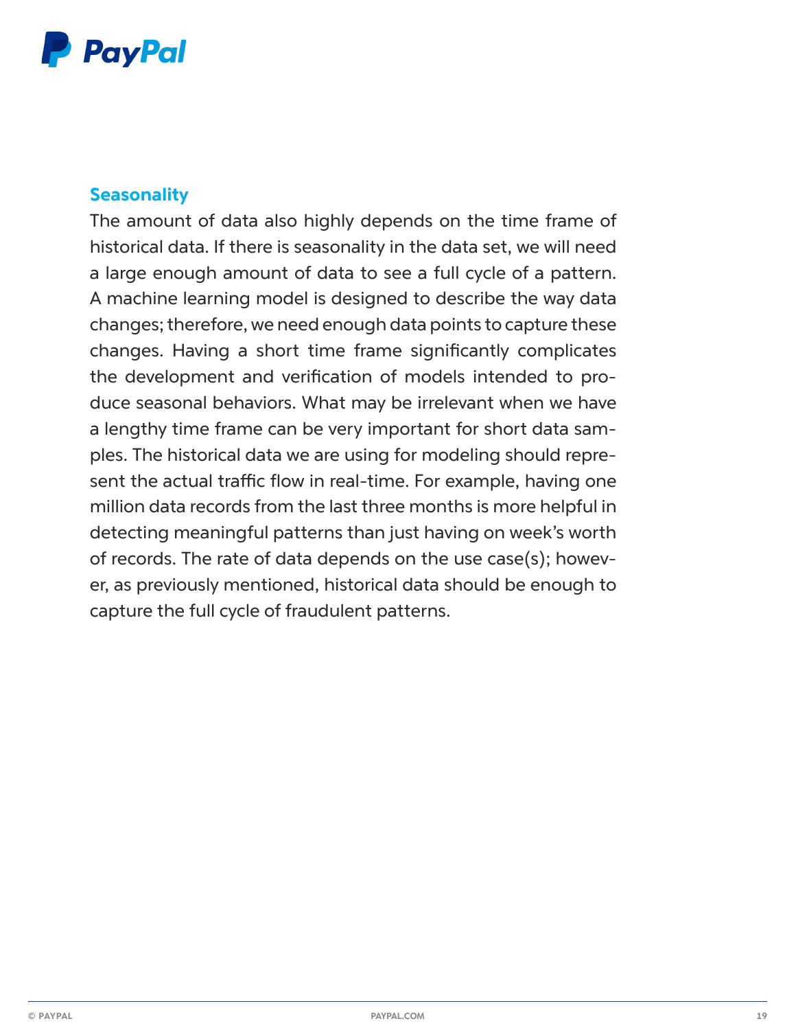### Seasonality

The amount of data also highly depends on the time frame of historical data. If there is seasonality in the data set, we will need a large enough amount of data to see a full cycle of a pattern. A machine learning model is designed to describe the way data changes; therefore, we need enough data points to capture these changes. Having a short time frame significantly complicates the development and verification of models intended to produce seasonal behaviors. What may be irrelevant when we have a lengthy time frame can be very important for short data samples. The historical data we are using for modeling should represent the actual traffic flow in real-time. For example, having one million data records from the last three months is more helpful in detecting meaningful patterns than just having on week's worth of records. The rate of data depends on the use case(s); however, as previously mentioned, historical data should be enough to capture the full cycle of fraudulent patterns.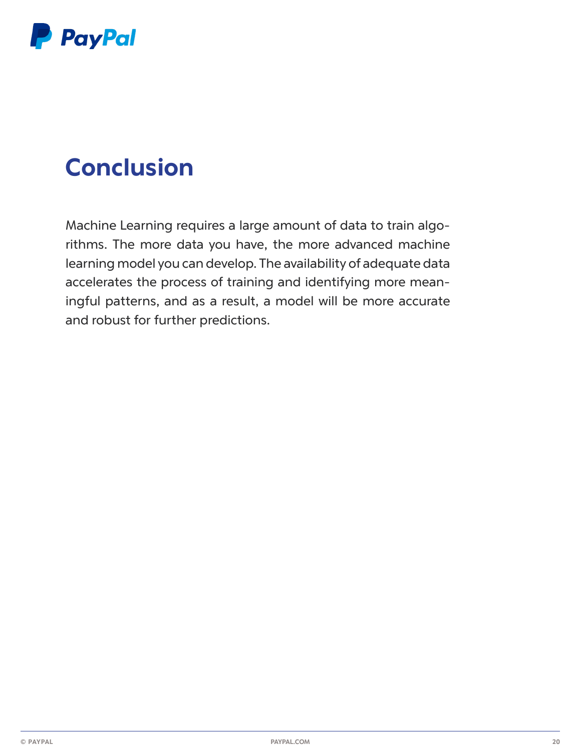# Conclusion

Machine Learning requires a large amount of data to train algorithms. The more data you have, the more advanced machine learning model you can develop. The availability of adequate data accelerates the process of training and identifying more meaningful patterns, and as a result, a model will be more accurate and robust for further predictions.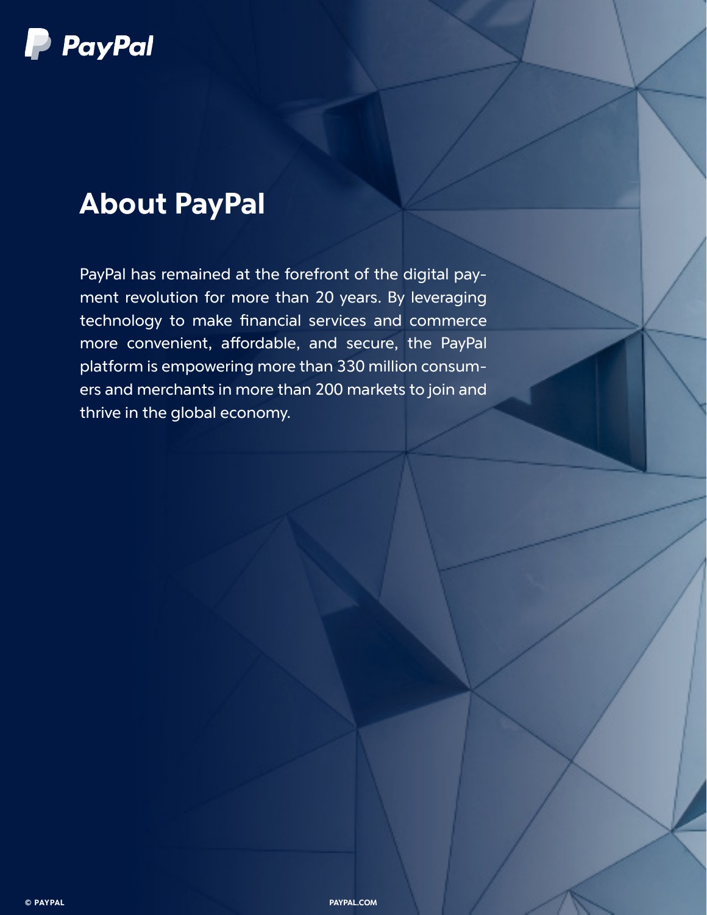# About PayPal

PayPal has remained at the forefront of the digital payment revolution for more than 20 years. By leveraging technology to make financial services and commerce more convenient, affordable, and secure, the PayPal platform is empowering more than 330 million consumers and merchants in more than 200 markets to join and thrive in the global economy.